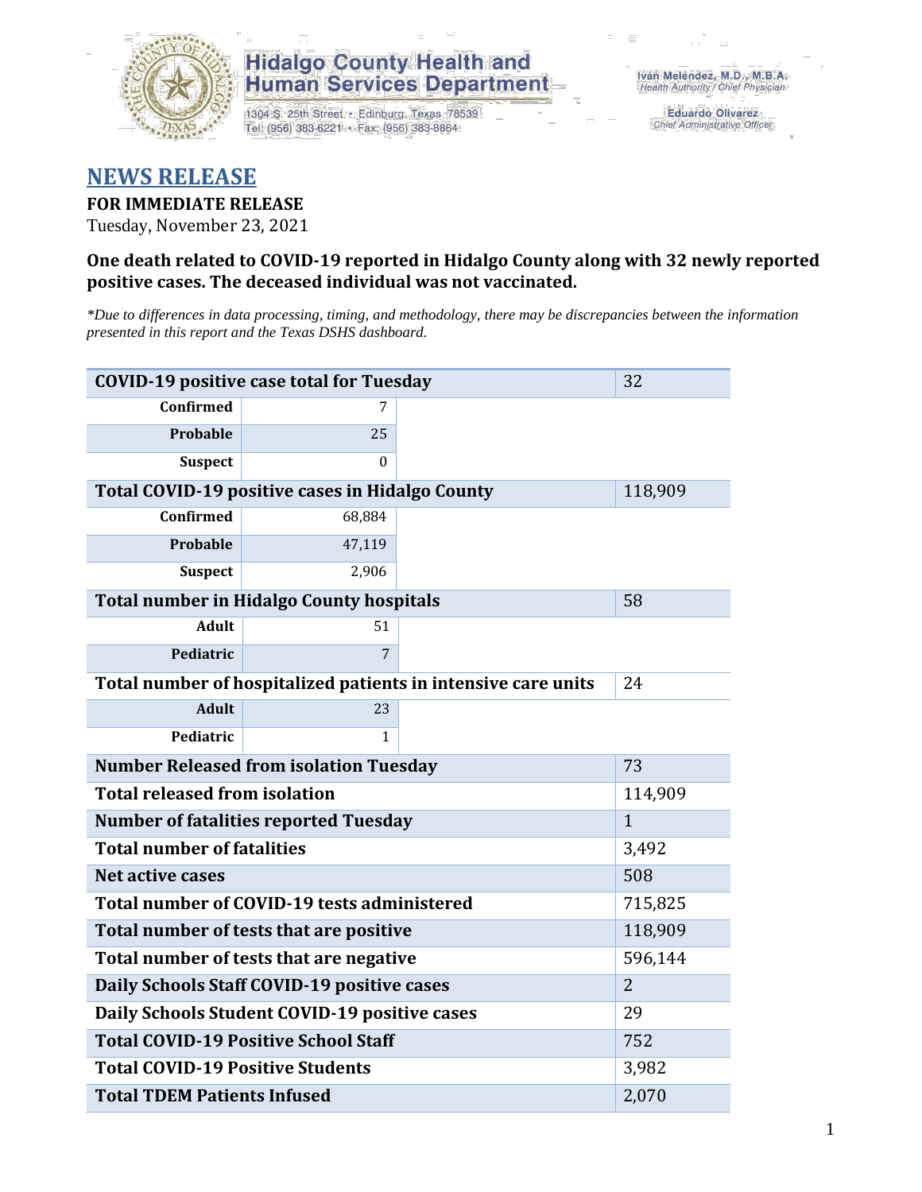**Hidalgo County Health and Human Services Department**
1304 S. 25th Street • Edinburg, Texas 78539
Tel: (956) 383-6221 • Fax: (956) 383-8864

Iván Meléndez, M.D., M.B.A.
*Health Authority / Chief Physician*

Eduardo Olivarez
*Chief Administrative Officer*

# NEWS RELEASE

**FOR IMMEDIATE RELEASE**
Tuesday, November 23, 2021

**One death related to COVID-19 reported in Hidalgo County along with 32 newly reported positive cases. The deceased individual was not vaccinated.**

*\*Due to differences in data processing, timing, and methodology, there may be discrepancies between the information presented in this report and the Texas DSHS dashboard.*

| | | | |
|---|---|---|---|
| **COVID-19 positive case total for Tuesday** | | | 32 |
| **Confirmed** | 7 | | |
| **Probable** | 25 | | |
| **Suspect** | 0 | | |
| **Total COVID-19 positive cases in Hidalgo County** | | | 118,909 |
| **Confirmed** | 68,884 | | |
| **Probable** | 47,119 | | |
| **Suspect** | 2,906 | | |
| **Total number in Hidalgo County hospitals** | | | 58 |
| **Adult** | 51 | | |
| **Pediatric** | 7 | | |
| **Total number of hospitalized patients in intensive care units** | | | 24 |
| **Adult** | 23 | | |
| **Pediatric** | 1 | | |
| **Number Released from isolation Tuesday** | | | 73 |
| **Total released from isolation** | | | 114,909 |
| **Number of fatalities reported Tuesday** | | | 1 |
| **Total number of fatalities** | | | 3,492 |
| **Net active cases** | | | 508 |
| **Total number of COVID-19 tests administered** | | | 715,825 |
| **Total number of tests that are positive** | | | 118,909 |
| **Total number of tests that are negative** | | | 596,144 |
| **Daily Schools Staff COVID-19 positive cases** | | | 2 |
| **Daily Schools Student COVID-19 positive cases** | | | 29 |
| **Total COVID-19 Positive School Staff** | | | 752 |
| **Total COVID-19 Positive Students** | | | 3,982 |
| **Total TDEM Patients Infused** | | | 2,070 |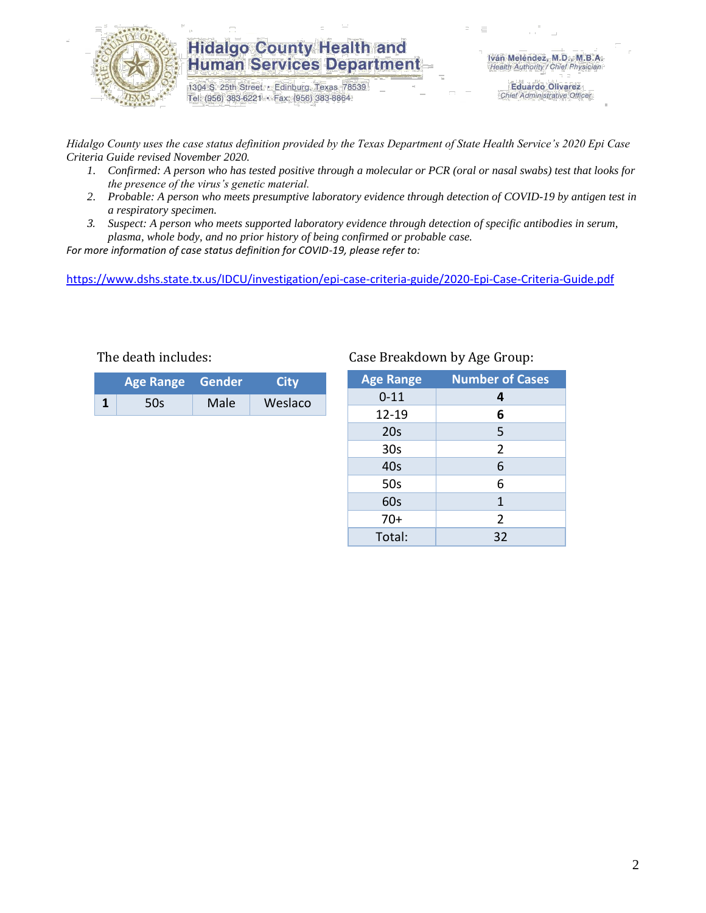# Hidalgo County Health and Human Services Department

1304 S. 25th Street • Edinburg, Texas 78539
Tel: (956) 383-6221 • Fax: (956) 383-8864

Iván Meléndez, M.D., M.B.A.
*Health Authority / Chief Physician*

Eduardo Olivarez
*Chief Administrative Officer*

*Hidalgo County uses the case status definition provided by the Texas Department of State Health Service's 2020 Epi Case Criteria Guide revised November 2020.*

1. *Confirmed: A person who has tested positive through a molecular or PCR (oral or nasal swabs) test that looks for the presence of the virus's genetic material.*
2. *Probable: A person who meets presumptive laboratory evidence through detection of COVID-19 by antigen test in a respiratory specimen.*
3. *Suspect: A person who meets supported laboratory evidence through detection of specific antibodies in serum, plasma, whole body, and no prior history of being confirmed or probable case.*

*For more information of case status definition for COVID-19, please refer to:*

https://www.dshs.state.tx.us/IDCU/investigation/epi-case-criteria-guide/2020-Epi-Case-Criteria-Guide.pdf

The death includes:

| | Age Range | Gender | City |
|---|---|---|---|
| **1** | 50s | Male | Weslaco |

Case Breakdown by Age Group:

| Age Range | Number of Cases |
|---|---|
| 0-11 | **4** |
| 12-19 | **6** |
| 20s | 5 |
| 30s | 2 |
| 40s | 6 |
| 50s | 6 |
| 60s | 1 |
| 70+ | 2 |
| Total: | 32 |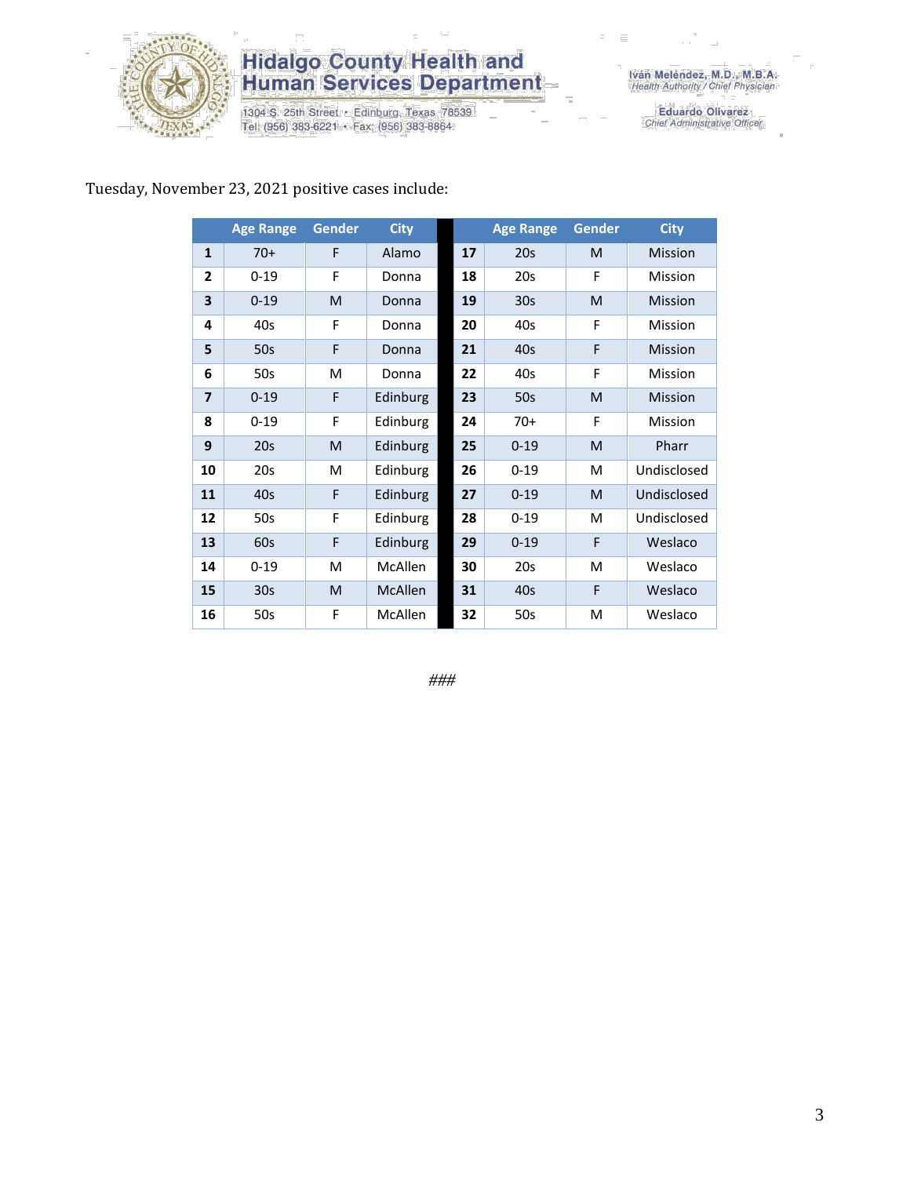Hidalgo County Health and Human Services Department

1304 S. 25th Street • Edinburg, Texas 78539
Tel: (956) 383-6221 • Fax: (956) 383-8864

Iván Meléndez, M.D., M.B.A.
Health Authority / Chief Physician

Eduardo Olivarez
Chief Administrative Officer

Tuesday, November 23, 2021 positive cases include:

| | Age Range | Gender | City | | Age Range | Gender | City |
|---|---|---|---|---|---|---|---|
| **1** | 70+ | F | Alamo | **17** | 20s | M | Mission |
| **2** | 0-19 | F | Donna | **18** | 20s | F | Mission |
| **3** | 0-19 | M | Donna | **19** | 30s | M | Mission |
| **4** | 40s | F | Donna | **20** | 40s | F | Mission |
| **5** | 50s | F | Donna | **21** | 40s | F | Mission |
| **6** | 50s | M | Donna | **22** | 40s | F | Mission |
| **7** | 0-19 | F | Edinburg | **23** | 50s | M | Mission |
| **8** | 0-19 | F | Edinburg | **24** | 70+ | F | Mission |
| **9** | 20s | M | Edinburg | **25** | 0-19 | M | Pharr |
| **10** | 20s | M | Edinburg | **26** | 0-19 | M | Undisclosed |
| **11** | 40s | F | Edinburg | **27** | 0-19 | M | Undisclosed |
| **12** | 50s | F | Edinburg | **28** | 0-19 | M | Undisclosed |
| **13** | 60s | F | Edinburg | **29** | 0-19 | F | Weslaco |
| **14** | 0-19 | M | McAllen | **30** | 20s | M | Weslaco |
| **15** | 30s | M | McAllen | **31** | 40s | F | Weslaco |
| **16** | 50s | F | McAllen | **32** | 50s | M | Weslaco |

###